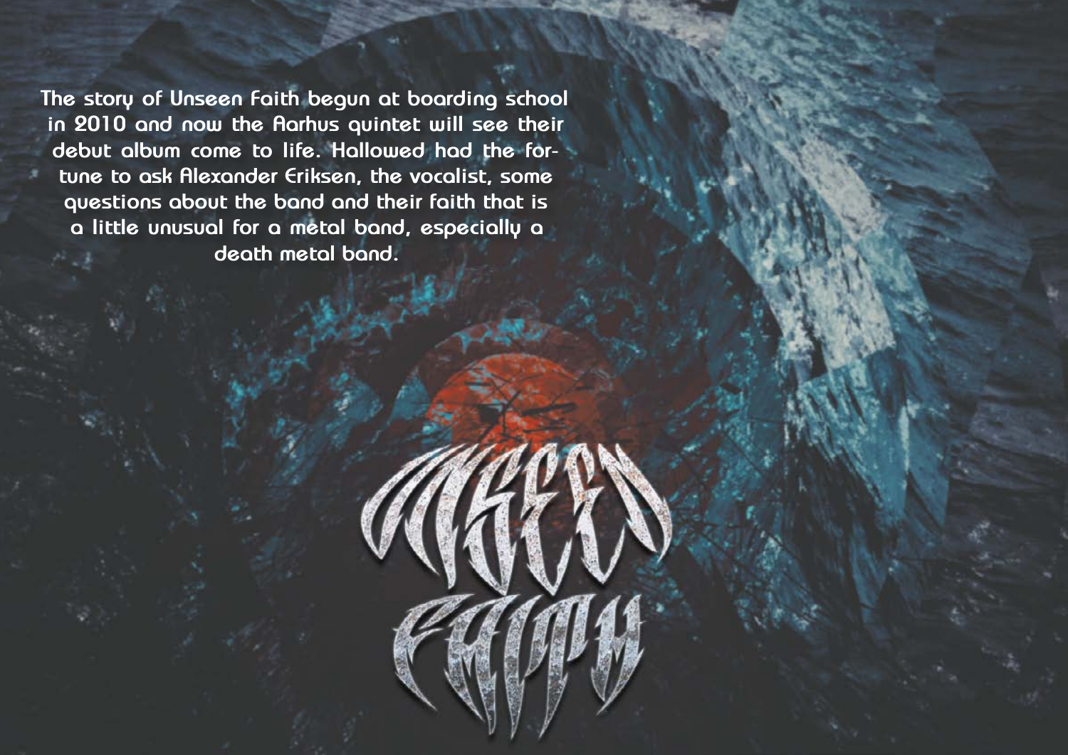The story of Unseen Faith begun at boarding school in 2010 and now the Aarhus quintet will see their debut album come to life. Hallowed had the fortune to ask Alexander Eriksen, the vocalist, some questions about the band and their faith that is a little unusual for a metal band, especially a death metal band.

# Unseen Faith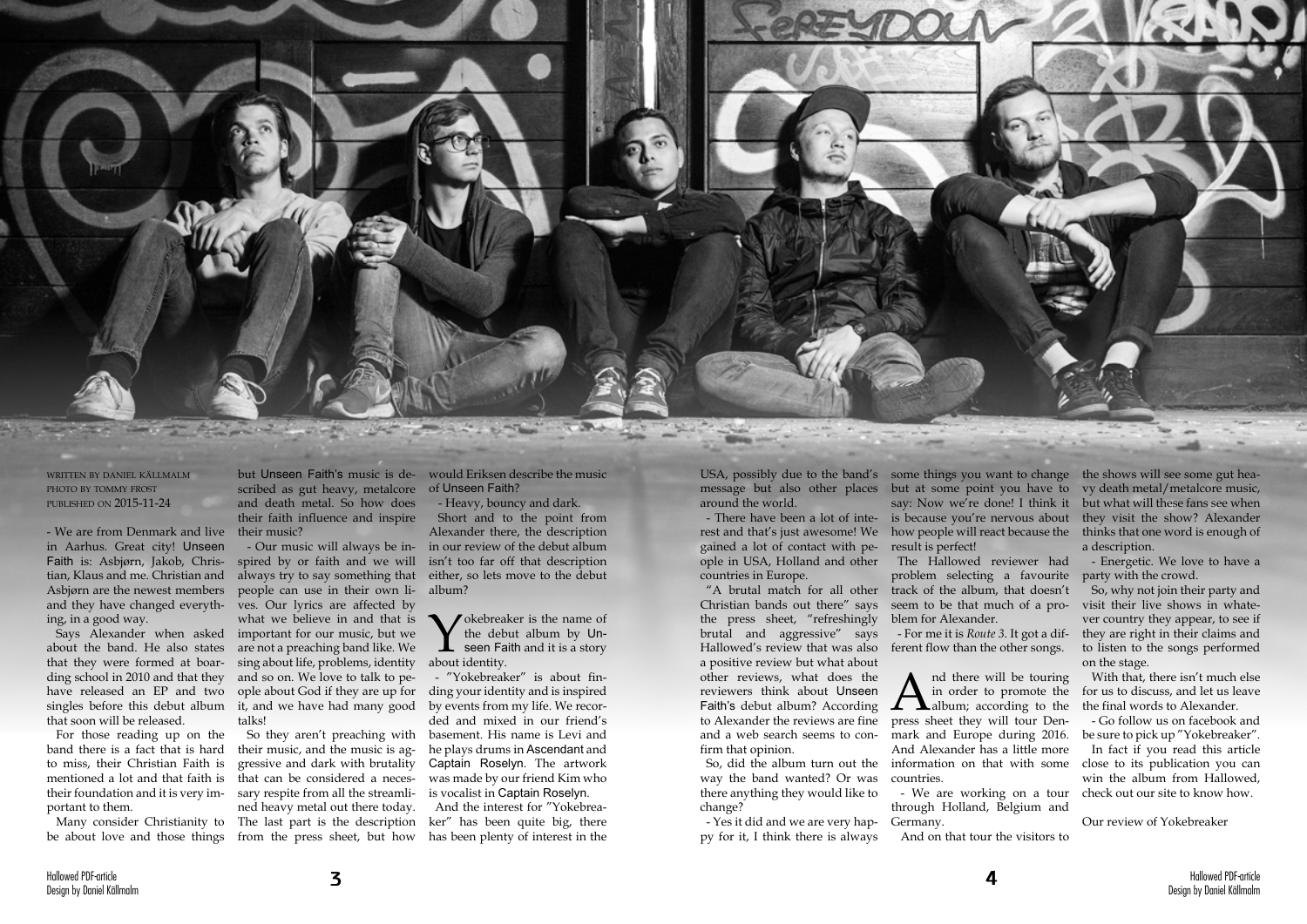WRITTEN BY DANIEL KÄLLMALM
PHOTO BY TOMMY FROST
PUBLISHED ON 2015-11-24

- We are from Denmark and live in Aarhus. Great city! Unseen Faith is: Asbjørn, Jakob, Christian, Klaus and me. Christian and Asbjørn are the newest members and they have changed everything, in a good way.

Says Alexander when asked about the band. He also states that they were formed at boarding school in 2010 and that they have released an EP and two singles before this debut album that soon will be released.

For those reading up on the band there is a fact that is hard to miss, their Christian Faith is mentioned a lot and that faith is their foundation and it is very important to them.

Many consider Christianity to be about love and those things but Unseen Faith's music is described as gut heavy, metalcore and death metal. So how does their faith influence and inspire their music?

- Our music will always be inspired by or faith and we will always try to say something that people can use in their own lives. Our lyrics are affected by what we believe in and that is important for our music, but we are not a preaching band like. We sing about life, problems, identity and so on. We love to talk to people about God if they are up for it, and we have had many good talks!

So they aren't preaching with their music, and the music is aggressive and dark with brutality that can be considered a necessary respite from all the streamlined heavy metal out there today. The last part is the description from the press sheet, but how would Eriksen describe the music of Unseen Faith?

- Heavy, bouncy and dark.

Short and to the point from Alexander there, the description in our review of the debut album isn't too far off that description either, so lets move to the debut album?

Yokebreaker is the name of the debut album by Unseen Faith and it is a story about identity.

- "Yokebreaker" is about finding your identity and is inspired by events from my life. We recorded and mixed in our friend's basement. His name is Levi and he plays drums in Ascendant and Captain Roselyn. The artwork was made by our friend Kim who is vocalist in Captain Roselyn.

And the interest for "Yokebreaker" has been quite big, there has been plenty of interest in the USA, possibly due to the band's message but also other places around the world.

- There have been a lot of interest and that's just awesome! We gained a lot of contact with people in USA, Holland and other countries in Europe.

"A brutal match for all other Christian bands out there" says the press sheet, "refreshingly brutal and aggressive" says Hallowed's review that was also a positive review but what about other reviews, what does the reviewers think about Unseen Faith's debut album? According to Alexander the reviews are fine and a web search seems to confirm that opinion.

So, did the album turn out the way the band wanted? Or was there anything they would like to change?

- Yes it did and we are very happy for it, I think there is always some things you want to change but at some point you have to say: Now we're done! I think it is because you're nervous about how people will react because the result is perfect!

The Hallowed reviewer had problem selecting a favourite track of the album, that doesn't seem to be that much of a problem for Alexander.

- For me it is *Route 3*. It got a different flow than the other songs.

And there will be touring in order to promote the album; according to the press sheet they will tour Denmark and Europe during 2016. And Alexander has a little more information on that with some countries.

- We are working on a tour through Holland, Belgium and Germany.

And on that tour the visitors to the shows will see some gut heavy death metal/metalcore music, but what will these fans see when they visit the show? Alexander thinks that one word is enough of a description.

- Energetic. We love to have a party with the crowd.

So, why not join their party and visit their live shows in whatever country they appear, to see if they are right in their claims and to listen to the songs performed on the stage.

With that, there isn't much else for us to discuss, and let us leave the final words to Alexander.

- Go follow us on facebook and be sure to pick up "Yokebreaker".

In fact if you read this article close to its publication you can win the album from Hallowed, check out our site to know how.

Our review of Yokebreaker